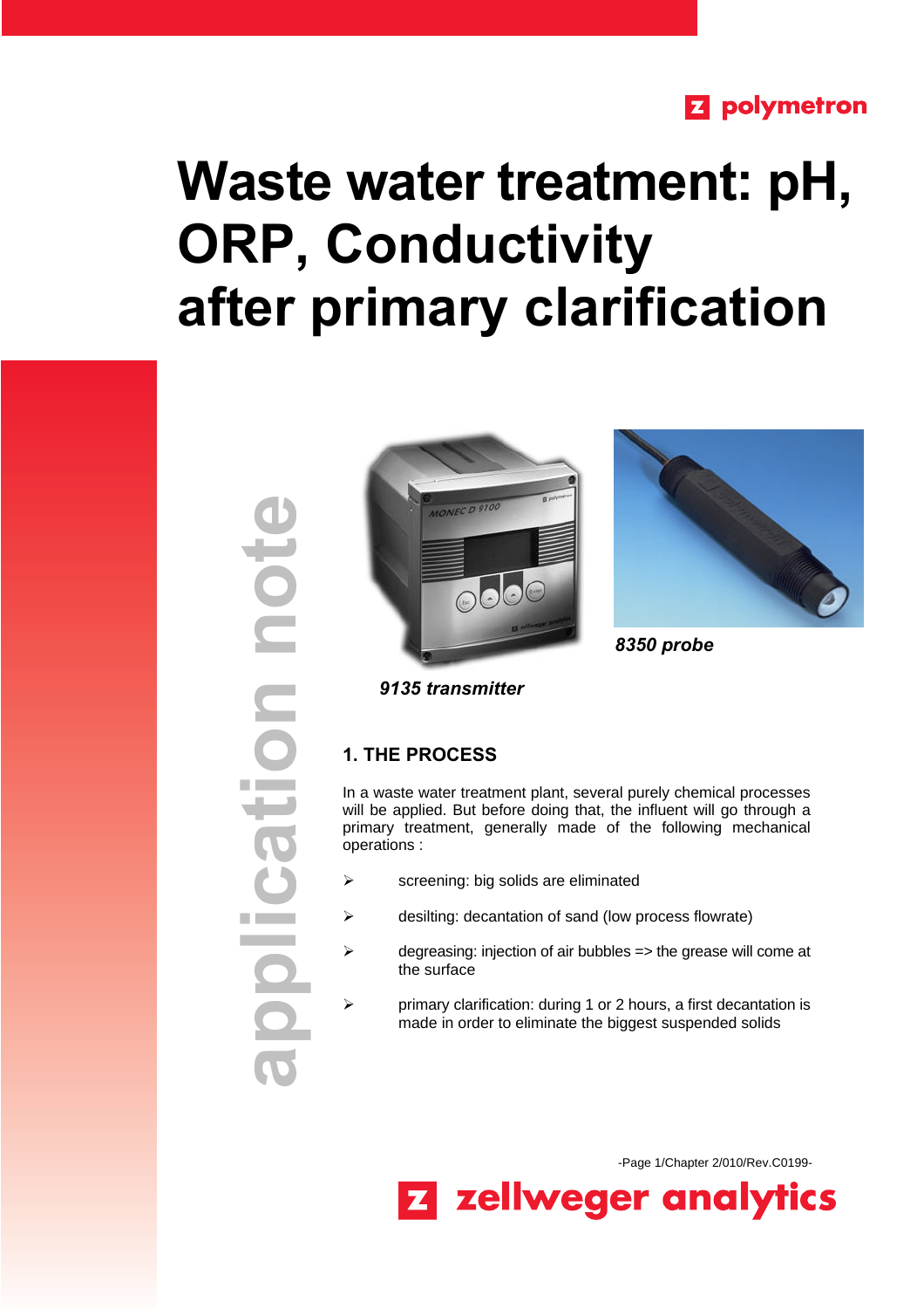polymetron

# Waste water treatment: pH, ORP, Conductivity after primary clarification

application note

*9135 transmitter*

*8350 probe*

## 1. THE PROCESS

In a waste water treatment plant, several purely chemical processes will be applied. But before doing that, the influent will go through a primary treatment, generally made of the following mechanical operations :

- screening: big solids are eliminated
- desilting: decantation of sand (low process flowrate)
- degreasing: injection of air bubbles => the grease will come at the surface
- primary clarification: during 1 or 2 hours, a first decantation is made in order to eliminate the biggest suspended solids

-Page 1/Chapter 2/010/Rev.C0199-

zellweger analytics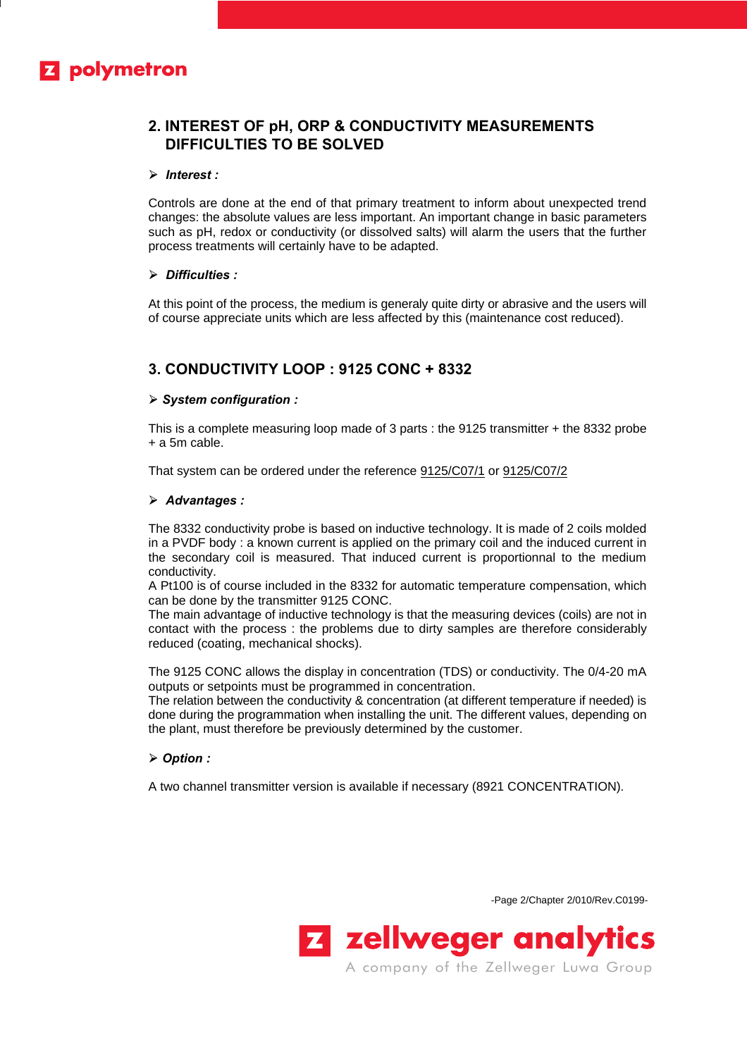## 2. INTEREST OF pH, ORP & CONDUCTIVITY MEASUREMENTS DIFFICULTIES TO BE SOLVED

➢ ***Interest :***

Controls are done at the end of that primary treatment to inform about unexpected trend changes: the absolute values are less important. An important change in basic parameters such as pH, redox or conductivity (or dissolved salts) will alarm the users that the further process treatments will certainly have to be adapted.

➢ ***Difficulties :***

At this point of the process, the medium is generaly quite dirty or abrasive and the users will of course appreciate units which are less affected by this (maintenance cost reduced).

## 3. CONDUCTIVITY LOOP : 9125 CONC + 8332

➢ ***System configuration :***

This is a complete measuring loop made of 3 parts : the 9125 transmitter + the 8332 probe + a 5m cable.

That system can be ordered under the reference 9125/C07/1 or 9125/C07/2

➢ ***Advantages :***

The 8332 conductivity probe is based on inductive technology. It is made of 2 coils molded in a PVDF body : a known current is applied on the primary coil and the induced current in the secondary coil is measured. That induced current is proportionnal to the medium conductivity.
A Pt100 is of course included in the 8332 for automatic temperature compensation, which can be done by the transmitter 9125 CONC.
The main advantage of inductive technology is that the measuring devices (coils) are not in contact with the process : the problems due to dirty samples are therefore considerably reduced (coating, mechanical shocks).

The 9125 CONC allows the display in concentration (TDS) or conductivity. The 0/4-20 mA outputs or setpoints must be programmed in concentration.
The relation between the conductivity & concentration (at different temperature if needed) is done during the programmation when installing the unit. The different values, depending on the plant, must therefore be previously determined by the customer.

➢ ***Option :***

A two channel transmitter version is available if necessary (8921 CONCENTRATION).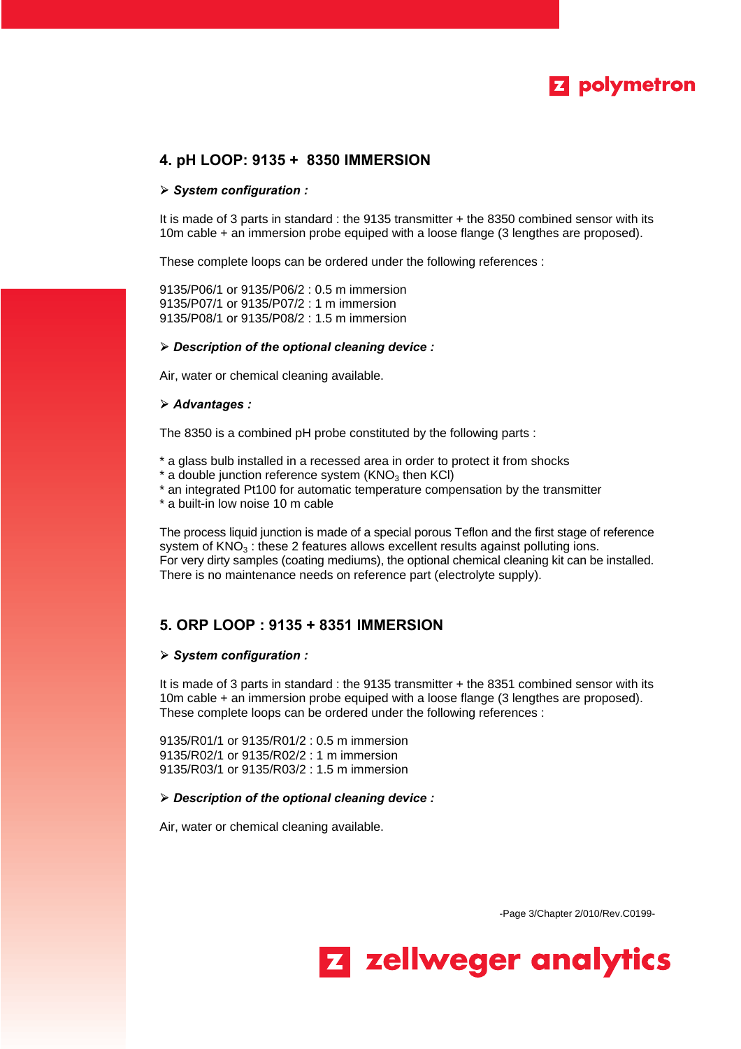## 4. pH LOOP: 9135 + 8350 IMMERSION

➢ ***System configuration :***

It is made of 3 parts in standard : the 9135 transmitter + the 8350 combined sensor with its 10m cable + an immersion probe equiped with a loose flange (3 lengthes are proposed).

These complete loops can be ordered under the following references :

9135/P06/1 or 9135/P06/2 : 0.5 m immersion
9135/P07/1 or 9135/P07/2 : 1 m immersion
9135/P08/1 or 9135/P08/2 : 1.5 m immersion

➢ ***Description of the optional cleaning device :***

Air, water or chemical cleaning available.

➢ ***Advantages :***

The 8350 is a combined pH probe constituted by the following parts :

* a glass bulb installed in a recessed area in order to protect it from shocks
* a double junction reference system ($KNO_3$ then KCl)
* an integrated Pt100 for automatic temperature compensation by the transmitter
* a built-in low noise 10 m cable

The process liquid junction is made of a special porous Teflon and the first stage of reference system of $KNO_3$ : these 2 features allows excellent results against polluting ions.
For very dirty samples (coating mediums), the optional chemical cleaning kit can be installed.
There is no maintenance needs on reference part (electrolyte supply).

## 5. ORP LOOP : 9135 + 8351 IMMERSION

➢ ***System configuration :***

It is made of 3 parts in standard : the 9135 transmitter + the 8351 combined sensor with its 10m cable + an immersion probe equiped with a loose flange (3 lengthes are proposed).
These complete loops can be ordered under the following references :

9135/R01/1 or 9135/R01/2 : 0.5 m immersion
9135/R02/1 or 9135/R02/2 : 1 m immersion
9135/R03/1 or 9135/R03/2 : 1.5 m immersion

➢ ***Description of the optional cleaning device :***

Air, water or chemical cleaning available.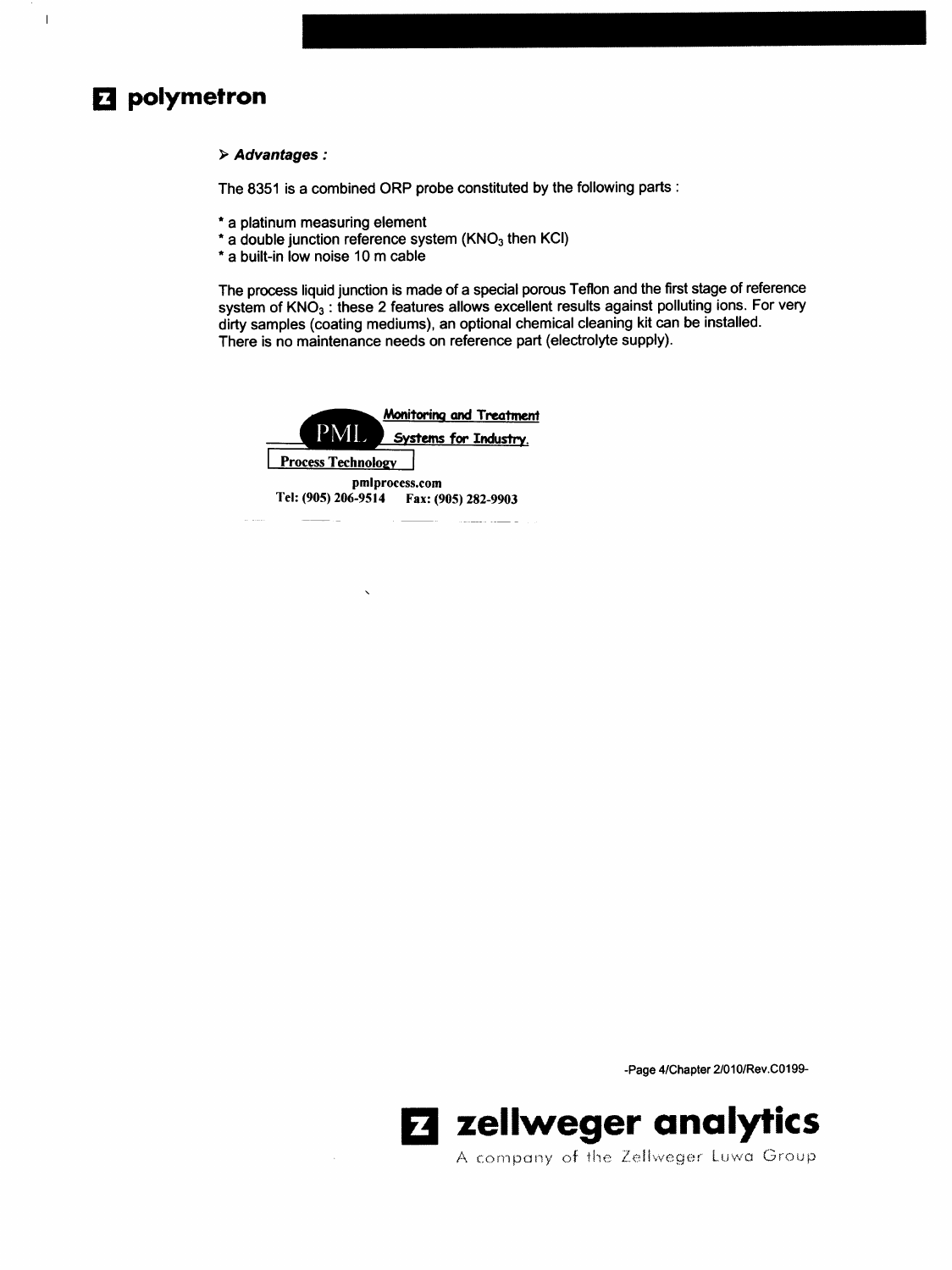# polymetron

### ➢ *Advantages :*

The 8351 is a combined ORP probe constituted by the following parts :

* a platinum measuring element
* a double junction reference system ($KNO_3$ then KCl)
* a built-in low noise 10 m cable

The process liquid junction is made of a special porous Teflon and the first stage of reference system of $KNO_3$ : these 2 features allows excellent results against polluting ions. For very dirty samples (coating mediums), an optional chemical cleaning kit can be installed.
There is no maintenance needs on reference part (electrolyte supply).

PML Monitoring and Treatment Systems for Industry.
Process Technology
pmlprocess.com
Tel: (905) 206-9514 Fax: (905) 282-9903

-Page 4/Chapter 2/010/Rev.C0199-

**zellweger analytics**
A company of the Zellweger Luwa Group